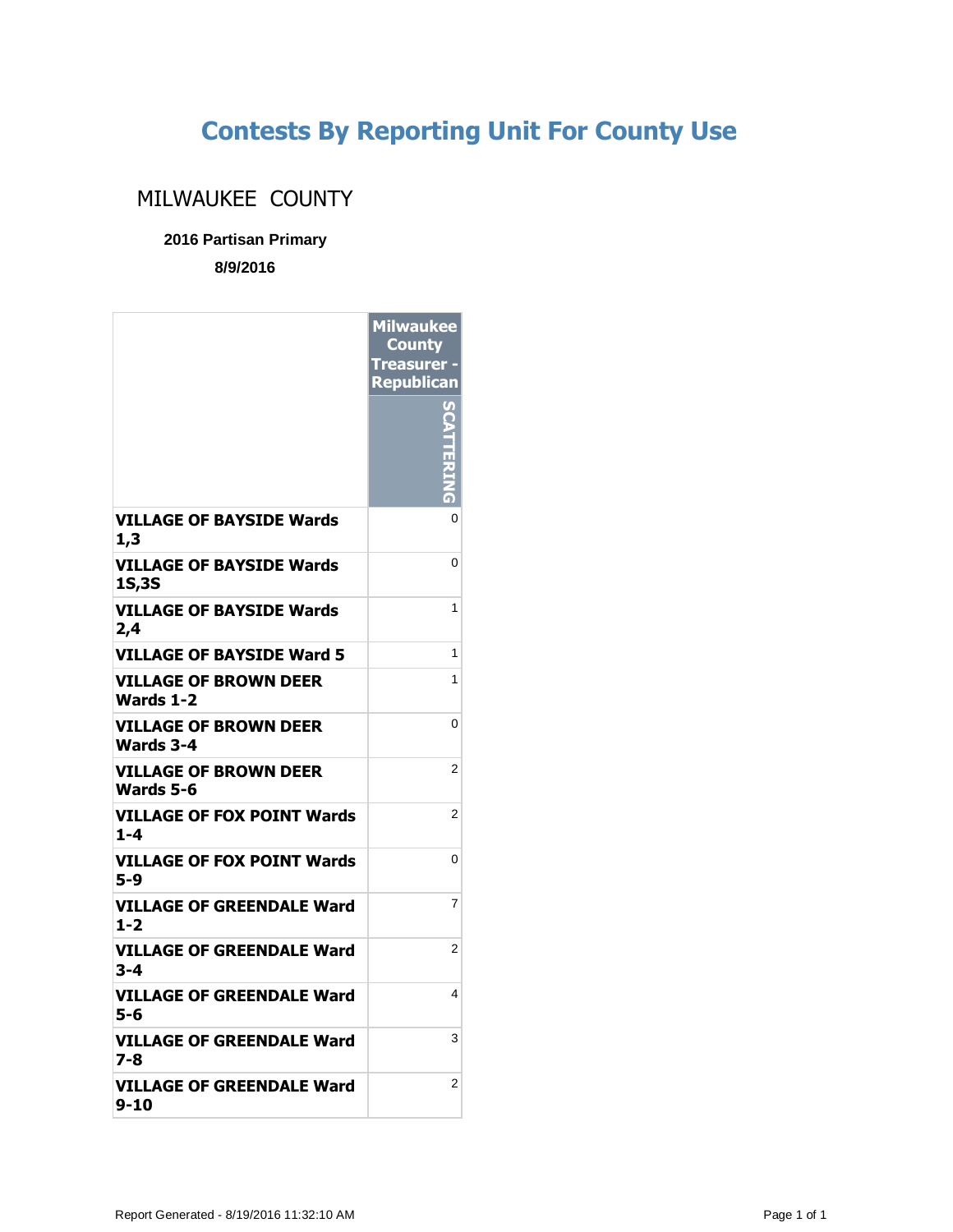# Contests By Reporting Unit For County Use

## MILWAUKEE COUNTY

**2016 Partisan Primary**

**8/9/2016**

| | Milwaukee County Treasurer - Republican |
|---|---|
| | SCATTERING |
| **VILLAGE OF BAYSIDE Wards 1,3** | 0 |
| **VILLAGE OF BAYSIDE Wards 1S,3S** | 0 |
| **VILLAGE OF BAYSIDE Wards 2,4** | 1 |
| **VILLAGE OF BAYSIDE Ward 5** | 1 |
| **VILLAGE OF BROWN DEER Wards 1-2** | 1 |
| **VILLAGE OF BROWN DEER Wards 3-4** | 0 |
| **VILLAGE OF BROWN DEER Wards 5-6** | 2 |
| **VILLAGE OF FOX POINT Wards 1-4** | 2 |
| **VILLAGE OF FOX POINT Wards 5-9** | 0 |
| **VILLAGE OF GREENDALE Ward 1-2** | 7 |
| **VILLAGE OF GREENDALE Ward 3-4** | 2 |
| **VILLAGE OF GREENDALE Ward 5-6** | 4 |
| **VILLAGE OF GREENDALE Ward 7-8** | 3 |
| **VILLAGE OF GREENDALE Ward 9-10** | 2 |

Report Generated - 8/19/2016 11:32:10 AM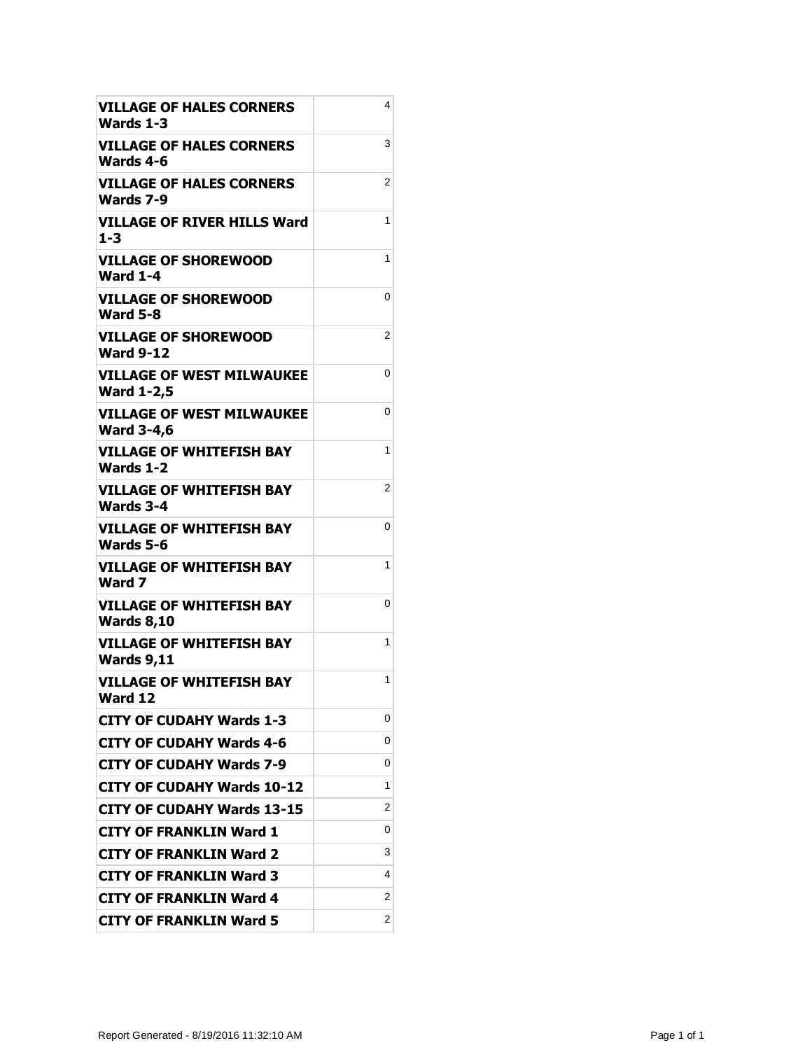| | |
|---|---|
| **VILLAGE OF HALES CORNERS Wards 1-3** | 4 |
| **VILLAGE OF HALES CORNERS Wards 4-6** | 3 |
| **VILLAGE OF HALES CORNERS Wards 7-9** | 2 |
| **VILLAGE OF RIVER HILLS Ward 1-3** | 1 |
| **VILLAGE OF SHOREWOOD Ward 1-4** | 1 |
| **VILLAGE OF SHOREWOOD Ward 5-8** | 0 |
| **VILLAGE OF SHOREWOOD Ward 9-12** | 2 |
| **VILLAGE OF WEST MILWAUKEE Ward 1-2,5** | 0 |
| **VILLAGE OF WEST MILWAUKEE Ward 3-4,6** | 0 |
| **VILLAGE OF WHITEFISH BAY Wards 1-2** | 1 |
| **VILLAGE OF WHITEFISH BAY Wards 3-4** | 2 |
| **VILLAGE OF WHITEFISH BAY Wards 5-6** | 0 |
| **VILLAGE OF WHITEFISH BAY Ward 7** | 1 |
| **VILLAGE OF WHITEFISH BAY Wards 8,10** | 0 |
| **VILLAGE OF WHITEFISH BAY Wards 9,11** | 1 |
| **VILLAGE OF WHITEFISH BAY Ward 12** | 1 |
| **CITY OF CUDAHY Wards 1-3** | 0 |
| **CITY OF CUDAHY Wards 4-6** | 0 |
| **CITY OF CUDAHY Wards 7-9** | 0 |
| **CITY OF CUDAHY Wards 10-12** | 1 |
| **CITY OF CUDAHY Wards 13-15** | 2 |
| **CITY OF FRANKLIN Ward 1** | 0 |
| **CITY OF FRANKLIN Ward 2** | 3 |
| **CITY OF FRANKLIN Ward 3** | 4 |
| **CITY OF FRANKLIN Ward 4** | 2 |
| **CITY OF FRANKLIN Ward 5** | 2 |

Report Generated - 8/19/2016 11:32:10 AM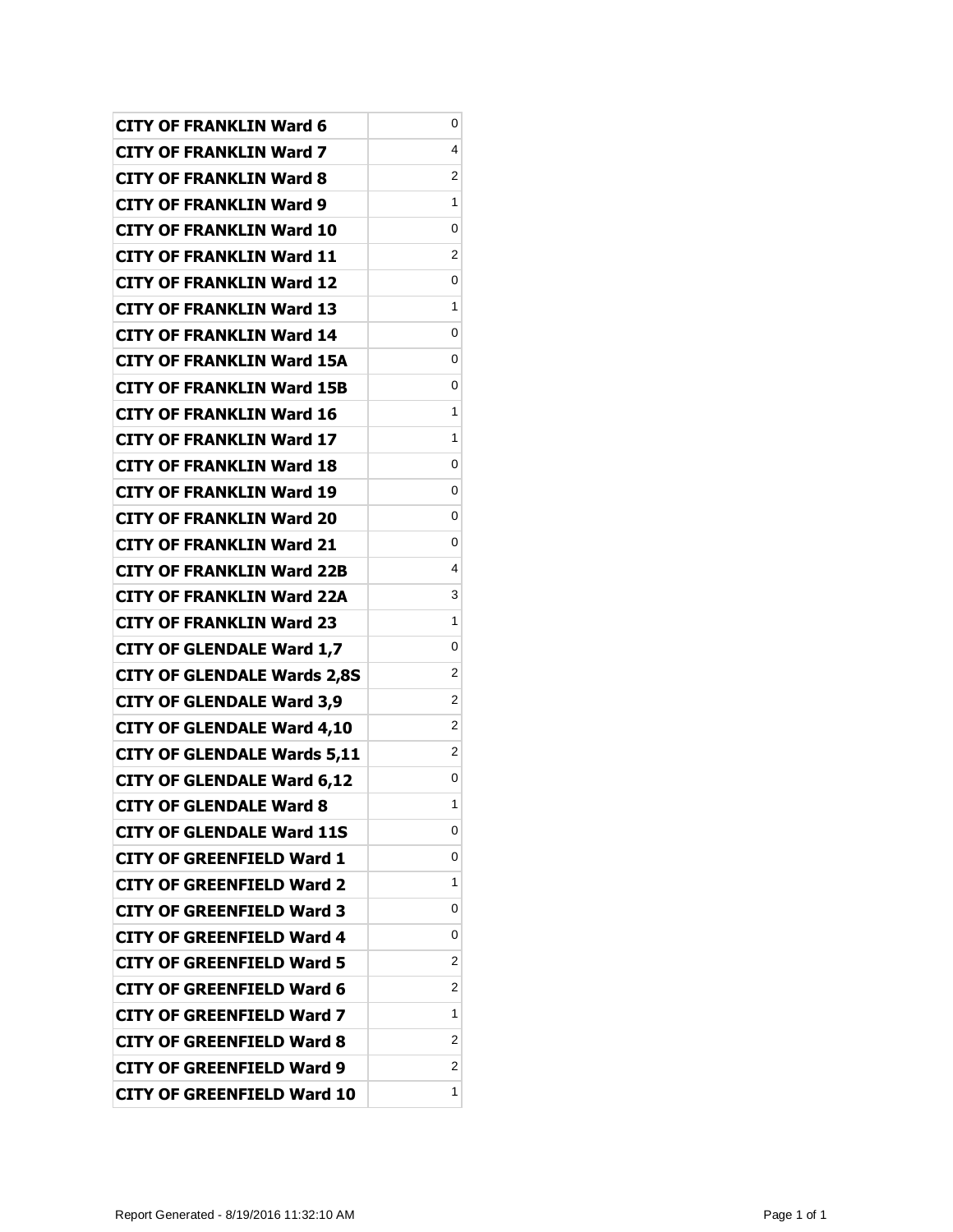| | |
|---|---|
| **CITY OF FRANKLIN Ward 6** | 0 |
| **CITY OF FRANKLIN Ward 7** | 4 |
| **CITY OF FRANKLIN Ward 8** | 2 |
| **CITY OF FRANKLIN Ward 9** | 1 |
| **CITY OF FRANKLIN Ward 10** | 0 |
| **CITY OF FRANKLIN Ward 11** | 2 |
| **CITY OF FRANKLIN Ward 12** | 0 |
| **CITY OF FRANKLIN Ward 13** | 1 |
| **CITY OF FRANKLIN Ward 14** | 0 |
| **CITY OF FRANKLIN Ward 15A** | 0 |
| **CITY OF FRANKLIN Ward 15B** | 0 |
| **CITY OF FRANKLIN Ward 16** | 1 |
| **CITY OF FRANKLIN Ward 17** | 1 |
| **CITY OF FRANKLIN Ward 18** | 0 |
| **CITY OF FRANKLIN Ward 19** | 0 |
| **CITY OF FRANKLIN Ward 20** | 0 |
| **CITY OF FRANKLIN Ward 21** | 0 |
| **CITY OF FRANKLIN Ward 22B** | 4 |
| **CITY OF FRANKLIN Ward 22A** | 3 |
| **CITY OF FRANKLIN Ward 23** | 1 |
| **CITY OF GLENDALE Ward 1,7** | 0 |
| **CITY OF GLENDALE Wards 2,8S** | 2 |
| **CITY OF GLENDALE Ward 3,9** | 2 |
| **CITY OF GLENDALE Ward 4,10** | 2 |
| **CITY OF GLENDALE Wards 5,11** | 2 |
| **CITY OF GLENDALE Ward 6,12** | 0 |
| **CITY OF GLENDALE Ward 8** | 1 |
| **CITY OF GLENDALE Ward 11S** | 0 |
| **CITY OF GREENFIELD Ward 1** | 0 |
| **CITY OF GREENFIELD Ward 2** | 1 |
| **CITY OF GREENFIELD Ward 3** | 0 |
| **CITY OF GREENFIELD Ward 4** | 0 |
| **CITY OF GREENFIELD Ward 5** | 2 |
| **CITY OF GREENFIELD Ward 6** | 2 |
| **CITY OF GREENFIELD Ward 7** | 1 |
| **CITY OF GREENFIELD Ward 8** | 2 |
| **CITY OF GREENFIELD Ward 9** | 2 |
| **CITY OF GREENFIELD Ward 10** | 1 |

Report Generated - 8/19/2016 11:32:10 AM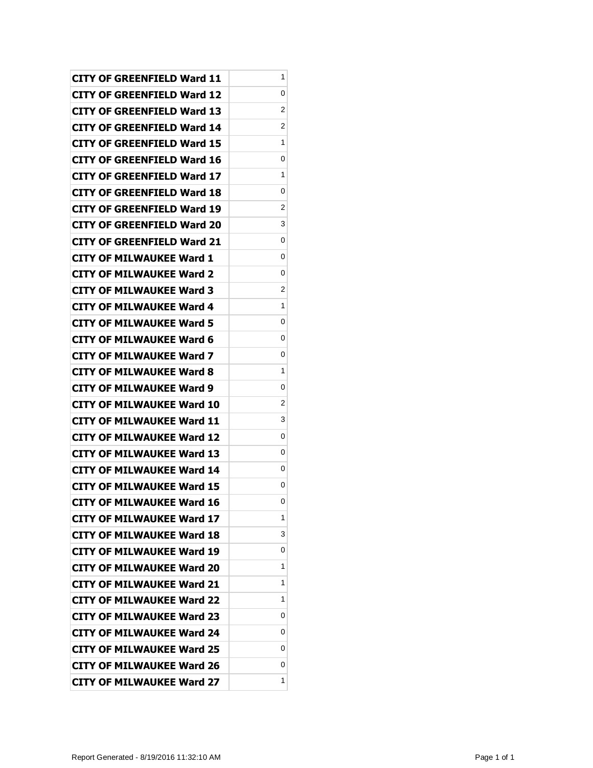| | |
|---|---|
| **CITY OF GREENFIELD Ward 11** | 1 |
| **CITY OF GREENFIELD Ward 12** | 0 |
| **CITY OF GREENFIELD Ward 13** | 2 |
| **CITY OF GREENFIELD Ward 14** | 2 |
| **CITY OF GREENFIELD Ward 15** | 1 |
| **CITY OF GREENFIELD Ward 16** | 0 |
| **CITY OF GREENFIELD Ward 17** | 1 |
| **CITY OF GREENFIELD Ward 18** | 0 |
| **CITY OF GREENFIELD Ward 19** | 2 |
| **CITY OF GREENFIELD Ward 20** | 3 |
| **CITY OF GREENFIELD Ward 21** | 0 |
| **CITY OF MILWAUKEE Ward 1** | 0 |
| **CITY OF MILWAUKEE Ward 2** | 0 |
| **CITY OF MILWAUKEE Ward 3** | 2 |
| **CITY OF MILWAUKEE Ward 4** | 1 |
| **CITY OF MILWAUKEE Ward 5** | 0 |
| **CITY OF MILWAUKEE Ward 6** | 0 |
| **CITY OF MILWAUKEE Ward 7** | 0 |
| **CITY OF MILWAUKEE Ward 8** | 1 |
| **CITY OF MILWAUKEE Ward 9** | 0 |
| **CITY OF MILWAUKEE Ward 10** | 2 |
| **CITY OF MILWAUKEE Ward 11** | 3 |
| **CITY OF MILWAUKEE Ward 12** | 0 |
| **CITY OF MILWAUKEE Ward 13** | 0 |
| **CITY OF MILWAUKEE Ward 14** | 0 |
| **CITY OF MILWAUKEE Ward 15** | 0 |
| **CITY OF MILWAUKEE Ward 16** | 0 |
| **CITY OF MILWAUKEE Ward 17** | 1 |
| **CITY OF MILWAUKEE Ward 18** | 3 |
| **CITY OF MILWAUKEE Ward 19** | 0 |
| **CITY OF MILWAUKEE Ward 20** | 1 |
| **CITY OF MILWAUKEE Ward 21** | 1 |
| **CITY OF MILWAUKEE Ward 22** | 1 |
| **CITY OF MILWAUKEE Ward 23** | 0 |
| **CITY OF MILWAUKEE Ward 24** | 0 |
| **CITY OF MILWAUKEE Ward 25** | 0 |
| **CITY OF MILWAUKEE Ward 26** | 0 |
| **CITY OF MILWAUKEE Ward 27** | 1 |

Report Generated - 8/19/2016 11:32:10 AM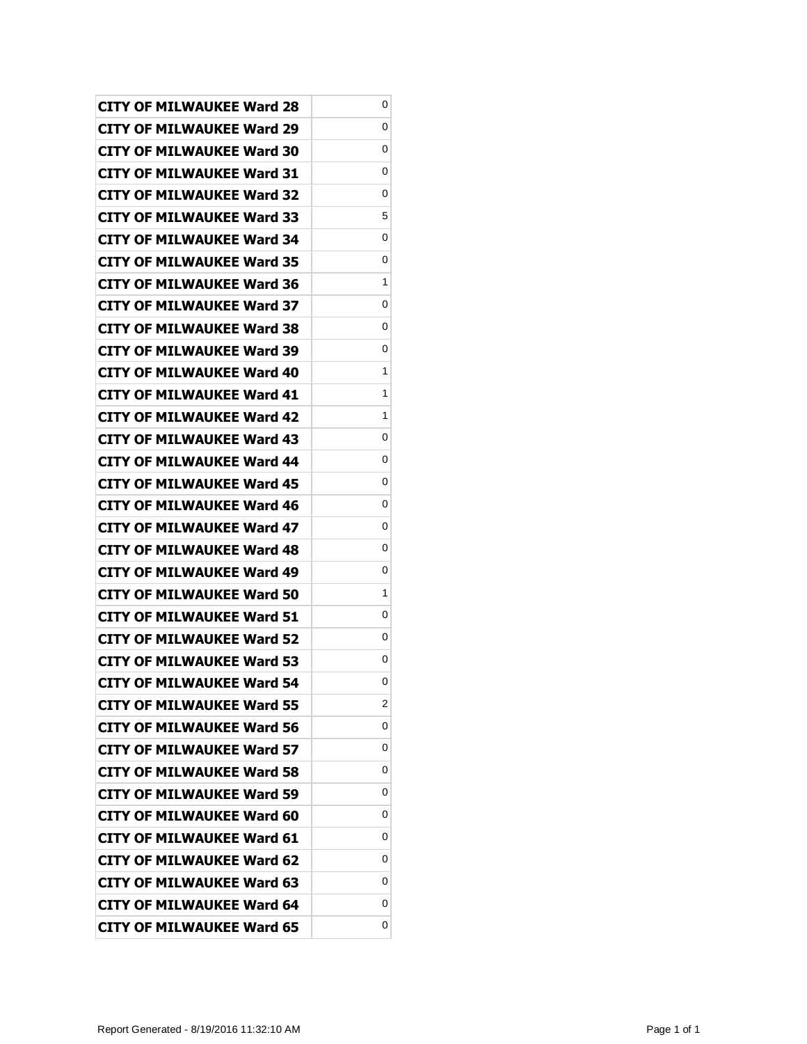| | |
|---|---|
| CITY OF MILWAUKEE Ward 28 | 0 |
| CITY OF MILWAUKEE Ward 29 | 0 |
| CITY OF MILWAUKEE Ward 30 | 0 |
| CITY OF MILWAUKEE Ward 31 | 0 |
| CITY OF MILWAUKEE Ward 32 | 0 |
| CITY OF MILWAUKEE Ward 33 | 5 |
| CITY OF MILWAUKEE Ward 34 | 0 |
| CITY OF MILWAUKEE Ward 35 | 0 |
| CITY OF MILWAUKEE Ward 36 | 1 |
| CITY OF MILWAUKEE Ward 37 | 0 |
| CITY OF MILWAUKEE Ward 38 | 0 |
| CITY OF MILWAUKEE Ward 39 | 0 |
| CITY OF MILWAUKEE Ward 40 | 1 |
| CITY OF MILWAUKEE Ward 41 | 1 |
| CITY OF MILWAUKEE Ward 42 | 1 |
| CITY OF MILWAUKEE Ward 43 | 0 |
| CITY OF MILWAUKEE Ward 44 | 0 |
| CITY OF MILWAUKEE Ward 45 | 0 |
| CITY OF MILWAUKEE Ward 46 | 0 |
| CITY OF MILWAUKEE Ward 47 | 0 |
| CITY OF MILWAUKEE Ward 48 | 0 |
| CITY OF MILWAUKEE Ward 49 | 0 |
| CITY OF MILWAUKEE Ward 50 | 1 |
| CITY OF MILWAUKEE Ward 51 | 0 |
| CITY OF MILWAUKEE Ward 52 | 0 |
| CITY OF MILWAUKEE Ward 53 | 0 |
| CITY OF MILWAUKEE Ward 54 | 0 |
| CITY OF MILWAUKEE Ward 55 | 2 |
| CITY OF MILWAUKEE Ward 56 | 0 |
| CITY OF MILWAUKEE Ward 57 | 0 |
| CITY OF MILWAUKEE Ward 58 | 0 |
| CITY OF MILWAUKEE Ward 59 | 0 |
| CITY OF MILWAUKEE Ward 60 | 0 |
| CITY OF MILWAUKEE Ward 61 | 0 |
| CITY OF MILWAUKEE Ward 62 | 0 |
| CITY OF MILWAUKEE Ward 63 | 0 |
| CITY OF MILWAUKEE Ward 64 | 0 |
| CITY OF MILWAUKEE Ward 65 | 0 |

Report Generated - 8/19/2016 11:32:10 AM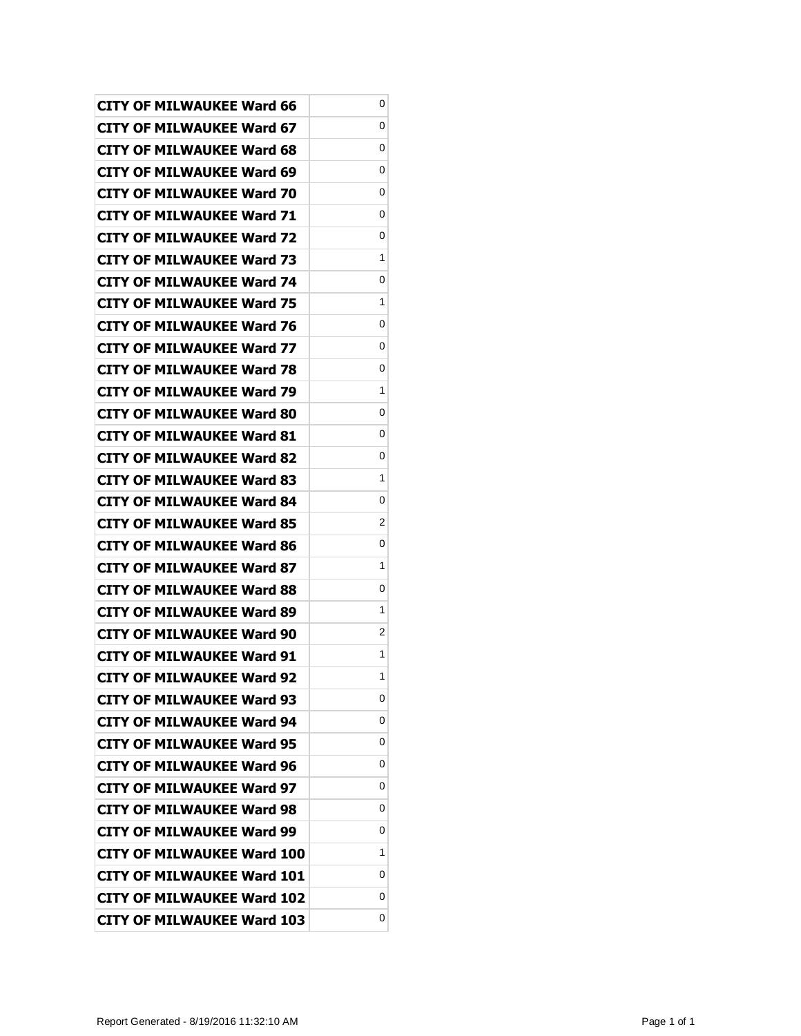| | |
|---|---|
| **CITY OF MILWAUKEE Ward 66** | 0 |
| **CITY OF MILWAUKEE Ward 67** | 0 |
| **CITY OF MILWAUKEE Ward 68** | 0 |
| **CITY OF MILWAUKEE Ward 69** | 0 |
| **CITY OF MILWAUKEE Ward 70** | 0 |
| **CITY OF MILWAUKEE Ward 71** | 0 |
| **CITY OF MILWAUKEE Ward 72** | 0 |
| **CITY OF MILWAUKEE Ward 73** | 1 |
| **CITY OF MILWAUKEE Ward 74** | 0 |
| **CITY OF MILWAUKEE Ward 75** | 1 |
| **CITY OF MILWAUKEE Ward 76** | 0 |
| **CITY OF MILWAUKEE Ward 77** | 0 |
| **CITY OF MILWAUKEE Ward 78** | 0 |
| **CITY OF MILWAUKEE Ward 79** | 1 |
| **CITY OF MILWAUKEE Ward 80** | 0 |
| **CITY OF MILWAUKEE Ward 81** | 0 |
| **CITY OF MILWAUKEE Ward 82** | 0 |
| **CITY OF MILWAUKEE Ward 83** | 1 |
| **CITY OF MILWAUKEE Ward 84** | 0 |
| **CITY OF MILWAUKEE Ward 85** | 2 |
| **CITY OF MILWAUKEE Ward 86** | 0 |
| **CITY OF MILWAUKEE Ward 87** | 1 |
| **CITY OF MILWAUKEE Ward 88** | 0 |
| **CITY OF MILWAUKEE Ward 89** | 1 |
| **CITY OF MILWAUKEE Ward 90** | 2 |
| **CITY OF MILWAUKEE Ward 91** | 1 |
| **CITY OF MILWAUKEE Ward 92** | 1 |
| **CITY OF MILWAUKEE Ward 93** | 0 |
| **CITY OF MILWAUKEE Ward 94** | 0 |
| **CITY OF MILWAUKEE Ward 95** | 0 |
| **CITY OF MILWAUKEE Ward 96** | 0 |
| **CITY OF MILWAUKEE Ward 97** | 0 |
| **CITY OF MILWAUKEE Ward 98** | 0 |
| **CITY OF MILWAUKEE Ward 99** | 0 |
| **CITY OF MILWAUKEE Ward 100** | 1 |
| **CITY OF MILWAUKEE Ward 101** | 0 |
| **CITY OF MILWAUKEE Ward 102** | 0 |
| **CITY OF MILWAUKEE Ward 103** | 0 |

Report Generated - 8/19/2016 11:32:10 AM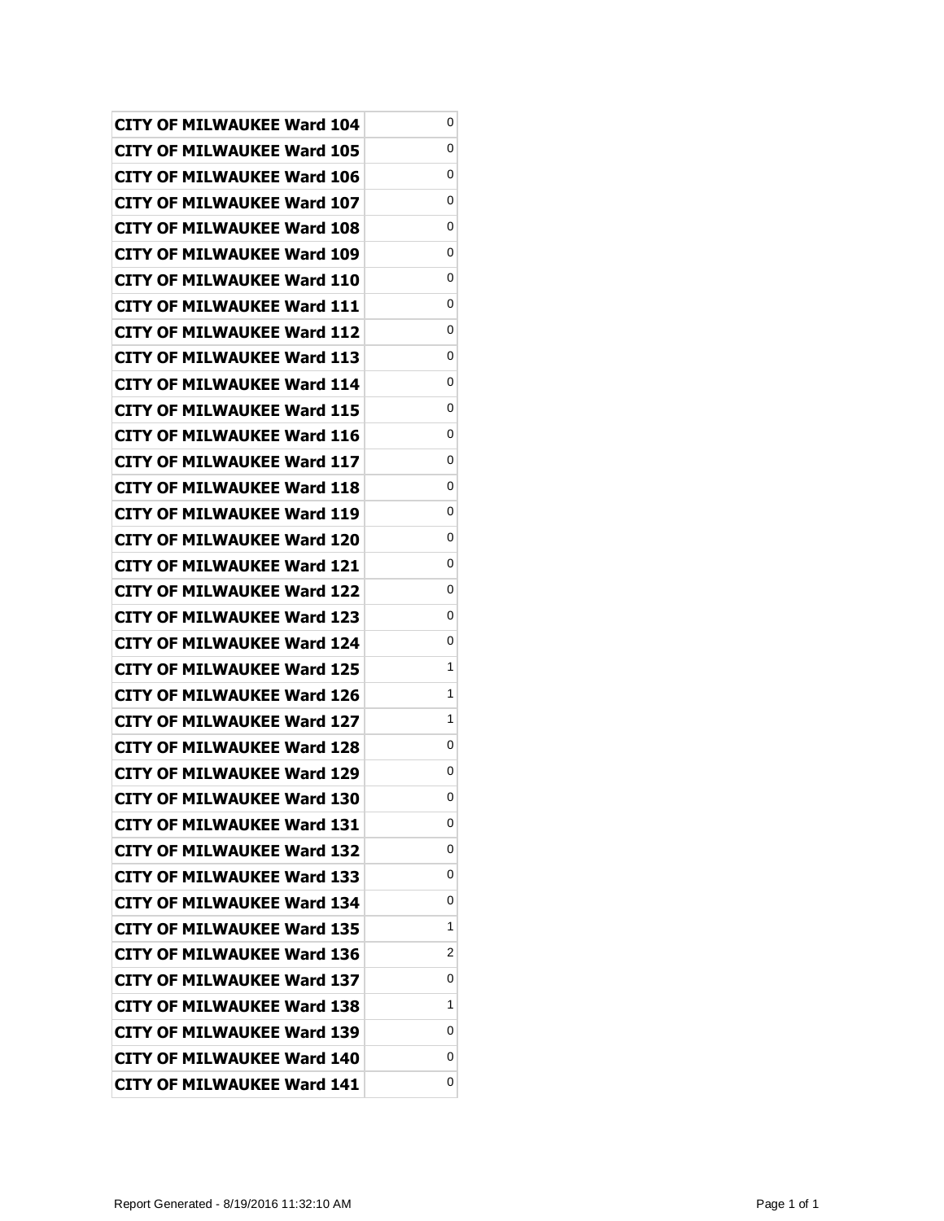| | |
|---|---|
| CITY OF MILWAUKEE Ward 104 | 0 |
| CITY OF MILWAUKEE Ward 105 | 0 |
| CITY OF MILWAUKEE Ward 106 | 0 |
| CITY OF MILWAUKEE Ward 107 | 0 |
| CITY OF MILWAUKEE Ward 108 | 0 |
| CITY OF MILWAUKEE Ward 109 | 0 |
| CITY OF MILWAUKEE Ward 110 | 0 |
| CITY OF MILWAUKEE Ward 111 | 0 |
| CITY OF MILWAUKEE Ward 112 | 0 |
| CITY OF MILWAUKEE Ward 113 | 0 |
| CITY OF MILWAUKEE Ward 114 | 0 |
| CITY OF MILWAUKEE Ward 115 | 0 |
| CITY OF MILWAUKEE Ward 116 | 0 |
| CITY OF MILWAUKEE Ward 117 | 0 |
| CITY OF MILWAUKEE Ward 118 | 0 |
| CITY OF MILWAUKEE Ward 119 | 0 |
| CITY OF MILWAUKEE Ward 120 | 0 |
| CITY OF MILWAUKEE Ward 121 | 0 |
| CITY OF MILWAUKEE Ward 122 | 0 |
| CITY OF MILWAUKEE Ward 123 | 0 |
| CITY OF MILWAUKEE Ward 124 | 0 |
| CITY OF MILWAUKEE Ward 125 | 1 |
| CITY OF MILWAUKEE Ward 126 | 1 |
| CITY OF MILWAUKEE Ward 127 | 1 |
| CITY OF MILWAUKEE Ward 128 | 0 |
| CITY OF MILWAUKEE Ward 129 | 0 |
| CITY OF MILWAUKEE Ward 130 | 0 |
| CITY OF MILWAUKEE Ward 131 | 0 |
| CITY OF MILWAUKEE Ward 132 | 0 |
| CITY OF MILWAUKEE Ward 133 | 0 |
| CITY OF MILWAUKEE Ward 134 | 0 |
| CITY OF MILWAUKEE Ward 135 | 1 |
| CITY OF MILWAUKEE Ward 136 | 2 |
| CITY OF MILWAUKEE Ward 137 | 0 |
| CITY OF MILWAUKEE Ward 138 | 1 |
| CITY OF MILWAUKEE Ward 139 | 0 |
| CITY OF MILWAUKEE Ward 140 | 0 |
| CITY OF MILWAUKEE Ward 141 | 0 |

Report Generated - 8/19/2016 11:32:10 AM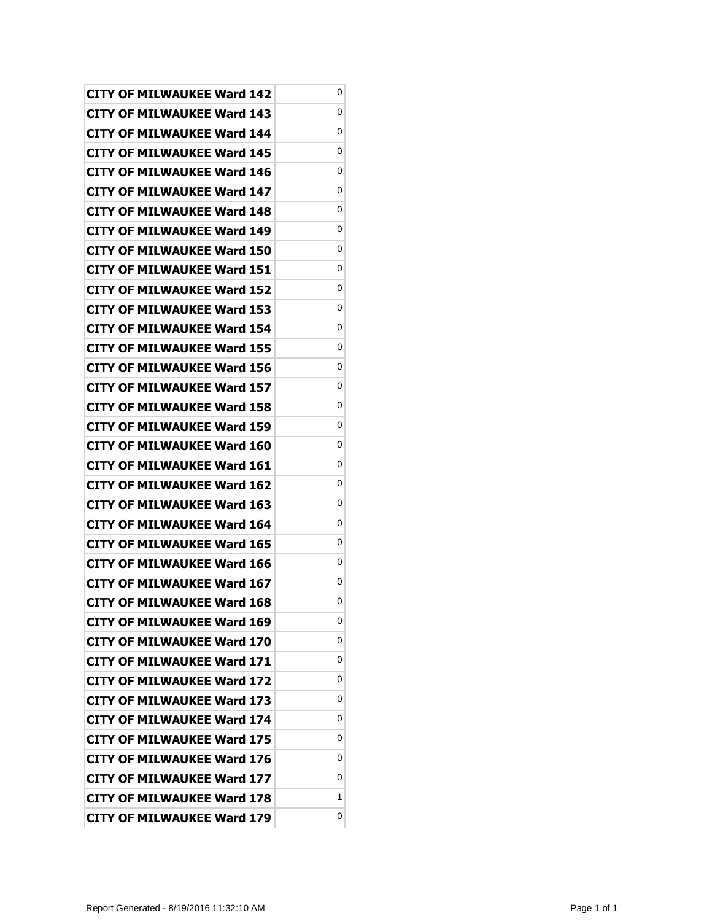| | |
|---|---|
| CITY OF MILWAUKEE Ward 142 | 0 |
| CITY OF MILWAUKEE Ward 143 | 0 |
| CITY OF MILWAUKEE Ward 144 | 0 |
| CITY OF MILWAUKEE Ward 145 | 0 |
| CITY OF MILWAUKEE Ward 146 | 0 |
| CITY OF MILWAUKEE Ward 147 | 0 |
| CITY OF MILWAUKEE Ward 148 | 0 |
| CITY OF MILWAUKEE Ward 149 | 0 |
| CITY OF MILWAUKEE Ward 150 | 0 |
| CITY OF MILWAUKEE Ward 151 | 0 |
| CITY OF MILWAUKEE Ward 152 | 0 |
| CITY OF MILWAUKEE Ward 153 | 0 |
| CITY OF MILWAUKEE Ward 154 | 0 |
| CITY OF MILWAUKEE Ward 155 | 0 |
| CITY OF MILWAUKEE Ward 156 | 0 |
| CITY OF MILWAUKEE Ward 157 | 0 |
| CITY OF MILWAUKEE Ward 158 | 0 |
| CITY OF MILWAUKEE Ward 159 | 0 |
| CITY OF MILWAUKEE Ward 160 | 0 |
| CITY OF MILWAUKEE Ward 161 | 0 |
| CITY OF MILWAUKEE Ward 162 | 0 |
| CITY OF MILWAUKEE Ward 163 | 0 |
| CITY OF MILWAUKEE Ward 164 | 0 |
| CITY OF MILWAUKEE Ward 165 | 0 |
| CITY OF MILWAUKEE Ward 166 | 0 |
| CITY OF MILWAUKEE Ward 167 | 0 |
| CITY OF MILWAUKEE Ward 168 | 0 |
| CITY OF MILWAUKEE Ward 169 | 0 |
| CITY OF MILWAUKEE Ward 170 | 0 |
| CITY OF MILWAUKEE Ward 171 | 0 |
| CITY OF MILWAUKEE Ward 172 | 0 |
| CITY OF MILWAUKEE Ward 173 | 0 |
| CITY OF MILWAUKEE Ward 174 | 0 |
| CITY OF MILWAUKEE Ward 175 | 0 |
| CITY OF MILWAUKEE Ward 176 | 0 |
| CITY OF MILWAUKEE Ward 177 | 0 |
| CITY OF MILWAUKEE Ward 178 | 1 |
| CITY OF MILWAUKEE Ward 179 | 0 |

Report Generated - 8/19/2016 11:32:10 AM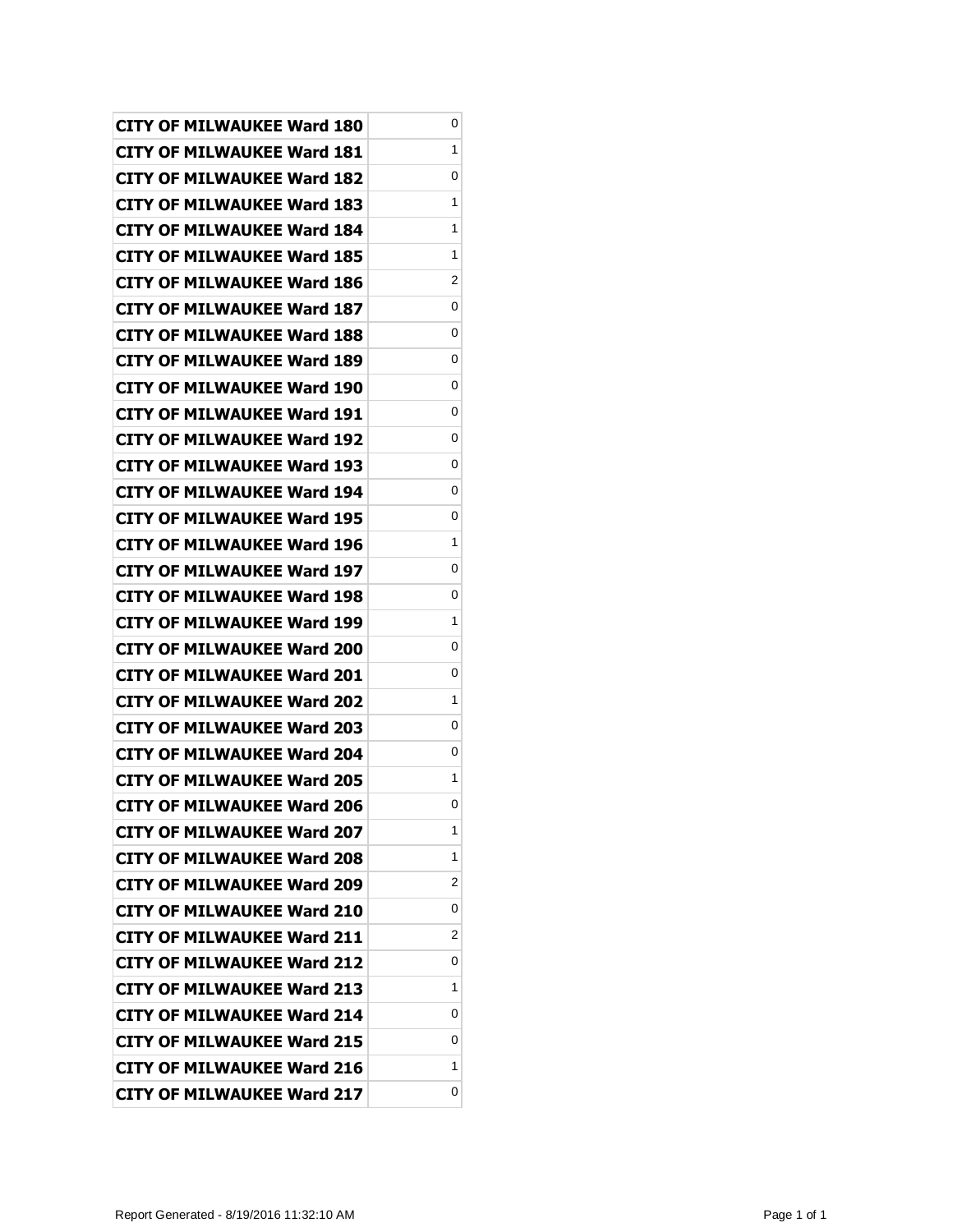| | |
|---|---|
| **CITY OF MILWAUKEE Ward 180** | 0 |
| **CITY OF MILWAUKEE Ward 181** | 1 |
| **CITY OF MILWAUKEE Ward 182** | 0 |
| **CITY OF MILWAUKEE Ward 183** | 1 |
| **CITY OF MILWAUKEE Ward 184** | 1 |
| **CITY OF MILWAUKEE Ward 185** | 1 |
| **CITY OF MILWAUKEE Ward 186** | 2 |
| **CITY OF MILWAUKEE Ward 187** | 0 |
| **CITY OF MILWAUKEE Ward 188** | 0 |
| **CITY OF MILWAUKEE Ward 189** | 0 |
| **CITY OF MILWAUKEE Ward 190** | 0 |
| **CITY OF MILWAUKEE Ward 191** | 0 |
| **CITY OF MILWAUKEE Ward 192** | 0 |
| **CITY OF MILWAUKEE Ward 193** | 0 |
| **CITY OF MILWAUKEE Ward 194** | 0 |
| **CITY OF MILWAUKEE Ward 195** | 0 |
| **CITY OF MILWAUKEE Ward 196** | 1 |
| **CITY OF MILWAUKEE Ward 197** | 0 |
| **CITY OF MILWAUKEE Ward 198** | 0 |
| **CITY OF MILWAUKEE Ward 199** | 1 |
| **CITY OF MILWAUKEE Ward 200** | 0 |
| **CITY OF MILWAUKEE Ward 201** | 0 |
| **CITY OF MILWAUKEE Ward 202** | 1 |
| **CITY OF MILWAUKEE Ward 203** | 0 |
| **CITY OF MILWAUKEE Ward 204** | 0 |
| **CITY OF MILWAUKEE Ward 205** | 1 |
| **CITY OF MILWAUKEE Ward 206** | 0 |
| **CITY OF MILWAUKEE Ward 207** | 1 |
| **CITY OF MILWAUKEE Ward 208** | 1 |
| **CITY OF MILWAUKEE Ward 209** | 2 |
| **CITY OF MILWAUKEE Ward 210** | 0 |
| **CITY OF MILWAUKEE Ward 211** | 2 |
| **CITY OF MILWAUKEE Ward 212** | 0 |
| **CITY OF MILWAUKEE Ward 213** | 1 |
| **CITY OF MILWAUKEE Ward 214** | 0 |
| **CITY OF MILWAUKEE Ward 215** | 0 |
| **CITY OF MILWAUKEE Ward 216** | 1 |
| **CITY OF MILWAUKEE Ward 217** | 0 |

Report Generated - 8/19/2016 11:32:10 AM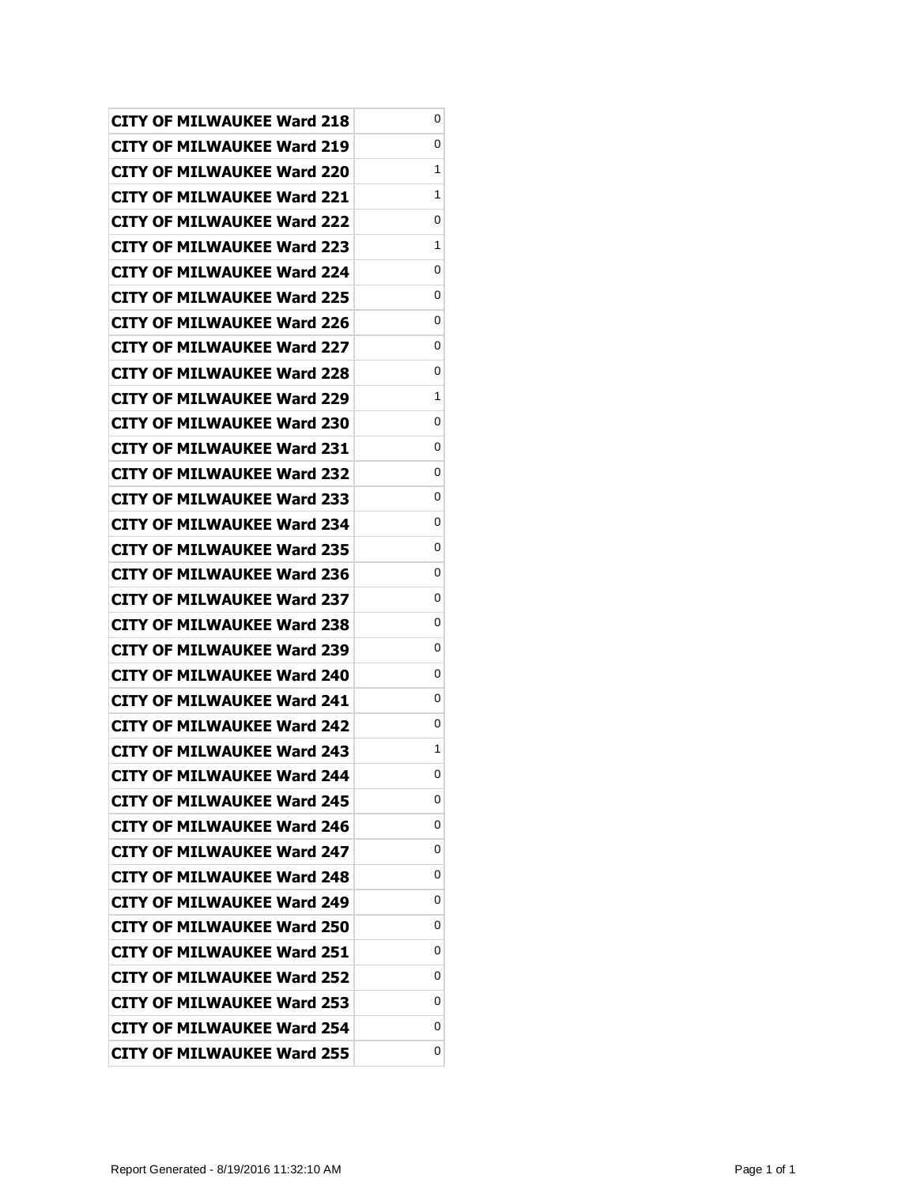| | |
|---|---|
| **CITY OF MILWAUKEE Ward 218** | 0 |
| **CITY OF MILWAUKEE Ward 219** | 0 |
| **CITY OF MILWAUKEE Ward 220** | 1 |
| **CITY OF MILWAUKEE Ward 221** | 1 |
| **CITY OF MILWAUKEE Ward 222** | 0 |
| **CITY OF MILWAUKEE Ward 223** | 1 |
| **CITY OF MILWAUKEE Ward 224** | 0 |
| **CITY OF MILWAUKEE Ward 225** | 0 |
| **CITY OF MILWAUKEE Ward 226** | 0 |
| **CITY OF MILWAUKEE Ward 227** | 0 |
| **CITY OF MILWAUKEE Ward 228** | 0 |
| **CITY OF MILWAUKEE Ward 229** | 1 |
| **CITY OF MILWAUKEE Ward 230** | 0 |
| **CITY OF MILWAUKEE Ward 231** | 0 |
| **CITY OF MILWAUKEE Ward 232** | 0 |
| **CITY OF MILWAUKEE Ward 233** | 0 |
| **CITY OF MILWAUKEE Ward 234** | 0 |
| **CITY OF MILWAUKEE Ward 235** | 0 |
| **CITY OF MILWAUKEE Ward 236** | 0 |
| **CITY OF MILWAUKEE Ward 237** | 0 |
| **CITY OF MILWAUKEE Ward 238** | 0 |
| **CITY OF MILWAUKEE Ward 239** | 0 |
| **CITY OF MILWAUKEE Ward 240** | 0 |
| **CITY OF MILWAUKEE Ward 241** | 0 |
| **CITY OF MILWAUKEE Ward 242** | 0 |
| **CITY OF MILWAUKEE Ward 243** | 1 |
| **CITY OF MILWAUKEE Ward 244** | 0 |
| **CITY OF MILWAUKEE Ward 245** | 0 |
| **CITY OF MILWAUKEE Ward 246** | 0 |
| **CITY OF MILWAUKEE Ward 247** | 0 |
| **CITY OF MILWAUKEE Ward 248** | 0 |
| **CITY OF MILWAUKEE Ward 249** | 0 |
| **CITY OF MILWAUKEE Ward 250** | 0 |
| **CITY OF MILWAUKEE Ward 251** | 0 |
| **CITY OF MILWAUKEE Ward 252** | 0 |
| **CITY OF MILWAUKEE Ward 253** | 0 |
| **CITY OF MILWAUKEE Ward 254** | 0 |
| **CITY OF MILWAUKEE Ward 255** | 0 |

Report Generated - 8/19/2016 11:32:10 AM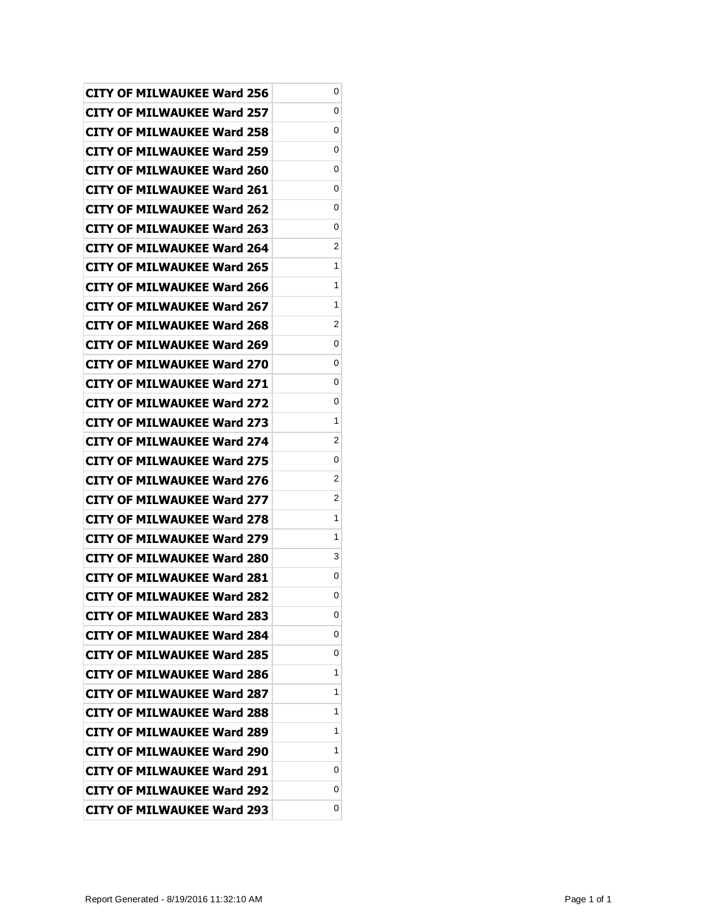| CITY OF MILWAUKEE Ward 256 | 0 |
|---|---|
| CITY OF MILWAUKEE Ward 257 | 0 |
| CITY OF MILWAUKEE Ward 258 | 0 |
| CITY OF MILWAUKEE Ward 259 | 0 |
| CITY OF MILWAUKEE Ward 260 | 0 |
| CITY OF MILWAUKEE Ward 261 | 0 |
| CITY OF MILWAUKEE Ward 262 | 0 |
| CITY OF MILWAUKEE Ward 263 | 0 |
| CITY OF MILWAUKEE Ward 264 | 2 |
| CITY OF MILWAUKEE Ward 265 | 1 |
| CITY OF MILWAUKEE Ward 266 | 1 |
| CITY OF MILWAUKEE Ward 267 | 1 |
| CITY OF MILWAUKEE Ward 268 | 2 |
| CITY OF MILWAUKEE Ward 269 | 0 |
| CITY OF MILWAUKEE Ward 270 | 0 |
| CITY OF MILWAUKEE Ward 271 | 0 |
| CITY OF MILWAUKEE Ward 272 | 0 |
| CITY OF MILWAUKEE Ward 273 | 1 |
| CITY OF MILWAUKEE Ward 274 | 2 |
| CITY OF MILWAUKEE Ward 275 | 0 |
| CITY OF MILWAUKEE Ward 276 | 2 |
| CITY OF MILWAUKEE Ward 277 | 2 |
| CITY OF MILWAUKEE Ward 278 | 1 |
| CITY OF MILWAUKEE Ward 279 | 1 |
| CITY OF MILWAUKEE Ward 280 | 3 |
| CITY OF MILWAUKEE Ward 281 | 0 |
| CITY OF MILWAUKEE Ward 282 | 0 |
| CITY OF MILWAUKEE Ward 283 | 0 |
| CITY OF MILWAUKEE Ward 284 | 0 |
| CITY OF MILWAUKEE Ward 285 | 0 |
| CITY OF MILWAUKEE Ward 286 | 1 |
| CITY OF MILWAUKEE Ward 287 | 1 |
| CITY OF MILWAUKEE Ward 288 | 1 |
| CITY OF MILWAUKEE Ward 289 | 1 |
| CITY OF MILWAUKEE Ward 290 | 1 |
| CITY OF MILWAUKEE Ward 291 | 0 |
| CITY OF MILWAUKEE Ward 292 | 0 |
| CITY OF MILWAUKEE Ward 293 | 0 |

Report Generated - 8/19/2016 11:32:10 AM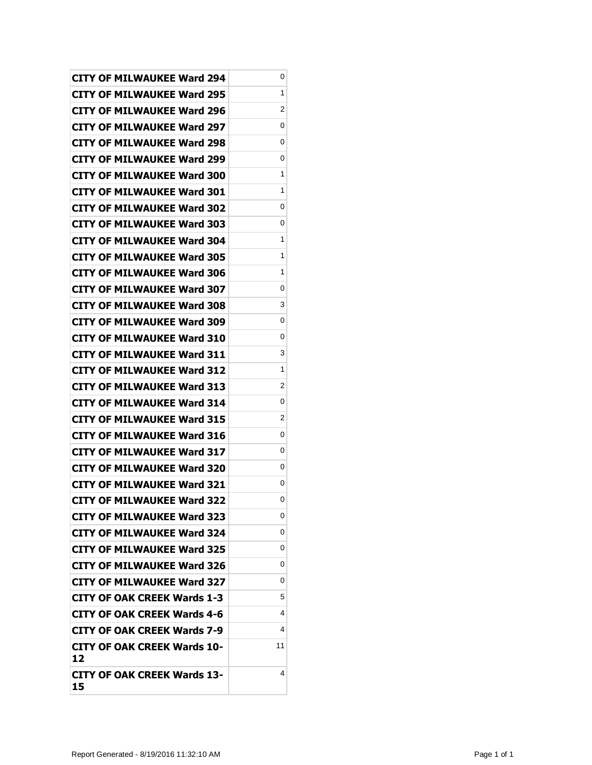| | |
|---|---|
| CITY OF MILWAUKEE Ward 294 | 0 |
| CITY OF MILWAUKEE Ward 295 | 1 |
| CITY OF MILWAUKEE Ward 296 | 2 |
| CITY OF MILWAUKEE Ward 297 | 0 |
| CITY OF MILWAUKEE Ward 298 | 0 |
| CITY OF MILWAUKEE Ward 299 | 0 |
| CITY OF MILWAUKEE Ward 300 | 1 |
| CITY OF MILWAUKEE Ward 301 | 1 |
| CITY OF MILWAUKEE Ward 302 | 0 |
| CITY OF MILWAUKEE Ward 303 | 0 |
| CITY OF MILWAUKEE Ward 304 | 1 |
| CITY OF MILWAUKEE Ward 305 | 1 |
| CITY OF MILWAUKEE Ward 306 | 1 |
| CITY OF MILWAUKEE Ward 307 | 0 |
| CITY OF MILWAUKEE Ward 308 | 3 |
| CITY OF MILWAUKEE Ward 309 | 0 |
| CITY OF MILWAUKEE Ward 310 | 0 |
| CITY OF MILWAUKEE Ward 311 | 3 |
| CITY OF MILWAUKEE Ward 312 | 1 |
| CITY OF MILWAUKEE Ward 313 | 2 |
| CITY OF MILWAUKEE Ward 314 | 0 |
| CITY OF MILWAUKEE Ward 315 | 2 |
| CITY OF MILWAUKEE Ward 316 | 0 |
| CITY OF MILWAUKEE Ward 317 | 0 |
| CITY OF MILWAUKEE Ward 320 | 0 |
| CITY OF MILWAUKEE Ward 321 | 0 |
| CITY OF MILWAUKEE Ward 322 | 0 |
| CITY OF MILWAUKEE Ward 323 | 0 |
| CITY OF MILWAUKEE Ward 324 | 0 |
| CITY OF MILWAUKEE Ward 325 | 0 |
| CITY OF MILWAUKEE Ward 326 | 0 |
| CITY OF MILWAUKEE Ward 327 | 0 |
| CITY OF OAK CREEK Wards 1-3 | 5 |
| CITY OF OAK CREEK Wards 4-6 | 4 |
| CITY OF OAK CREEK Wards 7-9 | 4 |
| CITY OF OAK CREEK Wards 10-12 | 11 |
| CITY OF OAK CREEK Wards 13-15 | 4 |

Report Generated - 8/19/2016 11:32:10 AM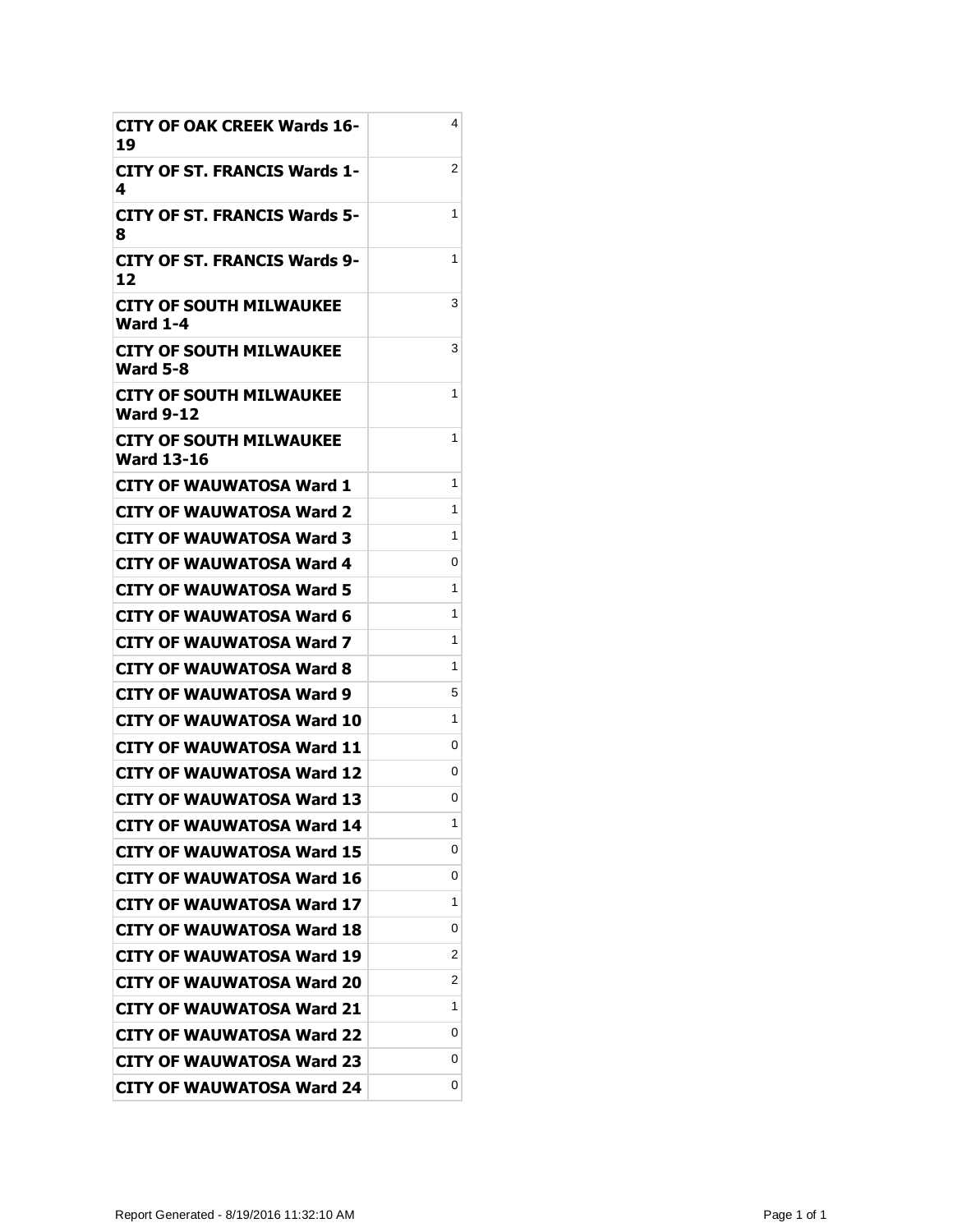| | |
|---|---|
| **CITY OF OAK CREEK Wards 16-19** | 4 |
| **CITY OF ST. FRANCIS Wards 1-4** | 2 |
| **CITY OF ST. FRANCIS Wards 5-8** | 1 |
| **CITY OF ST. FRANCIS Wards 9-12** | 1 |
| **CITY OF SOUTH MILWAUKEE Ward 1-4** | 3 |
| **CITY OF SOUTH MILWAUKEE Ward 5-8** | 3 |
| **CITY OF SOUTH MILWAUKEE Ward 9-12** | 1 |
| **CITY OF SOUTH MILWAUKEE Ward 13-16** | 1 |
| **CITY OF WAUWATOSA Ward 1** | 1 |
| **CITY OF WAUWATOSA Ward 2** | 1 |
| **CITY OF WAUWATOSA Ward 3** | 1 |
| **CITY OF WAUWATOSA Ward 4** | 0 |
| **CITY OF WAUWATOSA Ward 5** | 1 |
| **CITY OF WAUWATOSA Ward 6** | 1 |
| **CITY OF WAUWATOSA Ward 7** | 1 |
| **CITY OF WAUWATOSA Ward 8** | 1 |
| **CITY OF WAUWATOSA Ward 9** | 5 |
| **CITY OF WAUWATOSA Ward 10** | 1 |
| **CITY OF WAUWATOSA Ward 11** | 0 |
| **CITY OF WAUWATOSA Ward 12** | 0 |
| **CITY OF WAUWATOSA Ward 13** | 0 |
| **CITY OF WAUWATOSA Ward 14** | 1 |
| **CITY OF WAUWATOSA Ward 15** | 0 |
| **CITY OF WAUWATOSA Ward 16** | 0 |
| **CITY OF WAUWATOSA Ward 17** | 1 |
| **CITY OF WAUWATOSA Ward 18** | 0 |
| **CITY OF WAUWATOSA Ward 19** | 2 |
| **CITY OF WAUWATOSA Ward 20** | 2 |
| **CITY OF WAUWATOSA Ward 21** | 1 |
| **CITY OF WAUWATOSA Ward 22** | 0 |
| **CITY OF WAUWATOSA Ward 23** | 0 |
| **CITY OF WAUWATOSA Ward 24** | 0 |

Report Generated - 8/19/2016 11:32:10 AM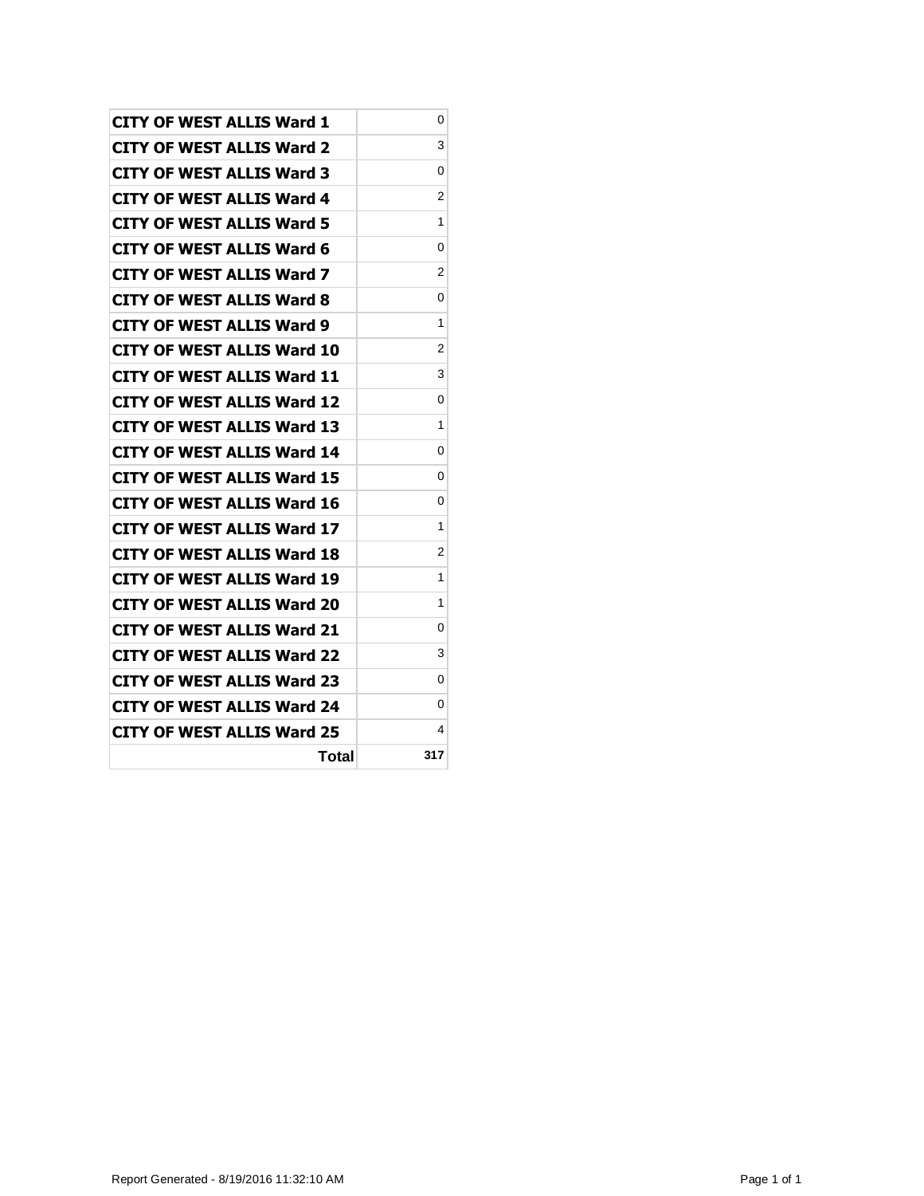| | |
|---|---|
| **CITY OF WEST ALLIS Ward 1** | 0 |
| **CITY OF WEST ALLIS Ward 2** | 3 |
| **CITY OF WEST ALLIS Ward 3** | 0 |
| **CITY OF WEST ALLIS Ward 4** | 2 |
| **CITY OF WEST ALLIS Ward 5** | 1 |
| **CITY OF WEST ALLIS Ward 6** | 0 |
| **CITY OF WEST ALLIS Ward 7** | 2 |
| **CITY OF WEST ALLIS Ward 8** | 0 |
| **CITY OF WEST ALLIS Ward 9** | 1 |
| **CITY OF WEST ALLIS Ward 10** | 2 |
| **CITY OF WEST ALLIS Ward 11** | 3 |
| **CITY OF WEST ALLIS Ward 12** | 0 |
| **CITY OF WEST ALLIS Ward 13** | 1 |
| **CITY OF WEST ALLIS Ward 14** | 0 |
| **CITY OF WEST ALLIS Ward 15** | 0 |
| **CITY OF WEST ALLIS Ward 16** | 0 |
| **CITY OF WEST ALLIS Ward 17** | 1 |
| **CITY OF WEST ALLIS Ward 18** | 2 |
| **CITY OF WEST ALLIS Ward 19** | 1 |
| **CITY OF WEST ALLIS Ward 20** | 1 |
| **CITY OF WEST ALLIS Ward 21** | 0 |
| **CITY OF WEST ALLIS Ward 22** | 3 |
| **CITY OF WEST ALLIS Ward 23** | 0 |
| **CITY OF WEST ALLIS Ward 24** | 0 |
| **CITY OF WEST ALLIS Ward 25** | 4 |
| **Total** | **317** |

Report Generated - 8/19/2016 11:32:10 AM